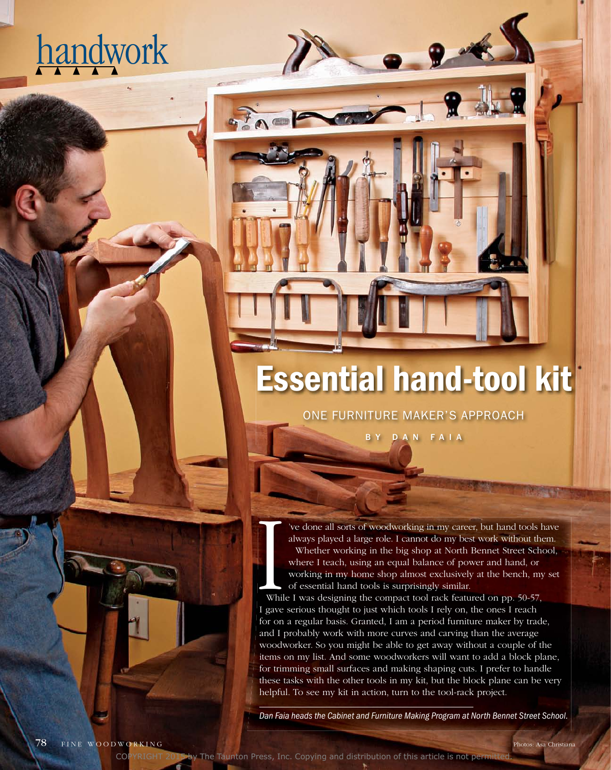handwork

# Essential hand-tool kit

## ONE FURNITURE MAKER'S APPROACH

BY DAN FAIA

I've done all sorts of woodworking in my career, but hand tools have always played a large role. I cannot do my best work without them. Whether working in the big shop at North Bennet Street School, where I teach, using an equal balance of power and hand, or working in my home shop almost exclusively at the bench, my set of essential hand tools is surprisingly similar.

While I was designing the compact tool rack featured on pp. 50-57, I gave serious thought to just which tools I rely on, the ones I reach for on a regular basis. Granted, I am a period furniture maker by trade, and I probably work with more curves and carving than the average woodworker. So you might be able to get away without a couple of the items on my list. And some woodworkers will want to add a block plane, for trimming small surfaces and making shaping cuts. I prefer to handle these tasks with the other tools in my kit, but the block plane can be very helpful. To see my kit in action, turn to the tool-rack project.

*Dan Faia heads the Cabinet and Furniture Making Program at North Bennet Street School.*

Photos: Asa Christiana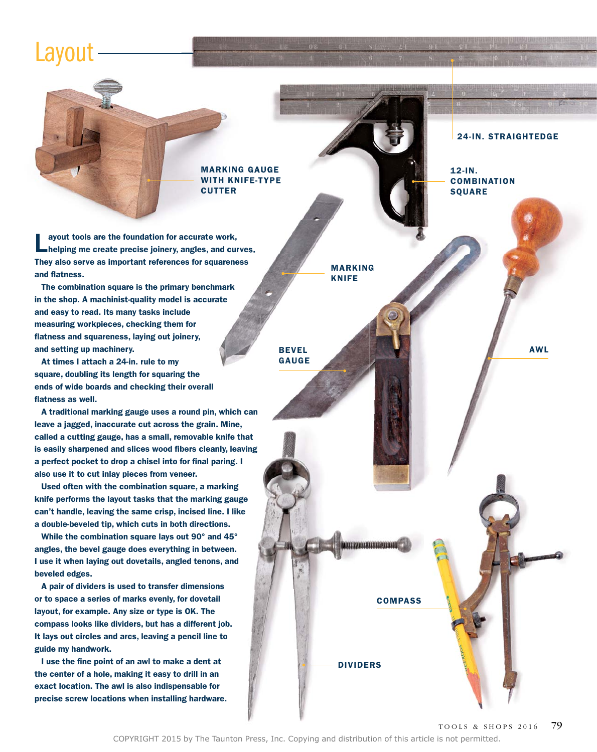# Layout

MARKING GAUGE WITH KNIFE-TYPE CUTTER

24-IN. STRAIGHTEDGE

12-IN. COMBINATION SQUARE

MARKING KNIFE

BEVEL GAUGE

AWL

COMPASS

DIVIDERS

**Layout tools are the foundation for accurate work, helping me create precise joinery, angles, and curves. They also serve as important references for squareness and flatness.**

**The combination square is the primary benchmark in the shop. A machinist-quality model is accurate and easy to read. Its many tasks include measuring workpieces, checking them for flatness and squareness, laying out joinery, and setting up machinery.**

**At times I attach a 24-in. rule to my square, doubling its length for squaring the ends of wide boards and checking their overall flatness as well.**

**A traditional marking gauge uses a round pin, which can leave a jagged, inaccurate cut across the grain. Mine, called a cutting gauge, has a small, removable knife that is easily sharpened and slices wood fibers cleanly, leaving a perfect pocket to drop a chisel into for final paring. I also use it to cut inlay pieces from veneer.**

**Used often with the combination square, a marking knife performs the layout tasks that the marking gauge can't handle, leaving the same crisp, incised line. I like a double-beveled tip, which cuts in both directions.**

**While the combination square lays out 90° and 45° angles, the bevel gauge does everything in between. I use it when laying out dovetails, angled tenons, and beveled edges.**

**A pair of dividers is used to transfer dimensions or to space a series of marks evenly, for dovetail layout, for example. Any size or type is OK. The compass looks like dividers, but has a different job. It lays out circles and arcs, leaving a pencil line to guide my handwork.**

**I use the fine point of an awl to make a dent at the center of a hole, making it easy to drill in an exact location. The awl is also indispensable for precise screw locations when installing hardware.**

COPYRIGHT 2015 by The Taunton Press, Inc. Copying and distribution of this article is not permitted.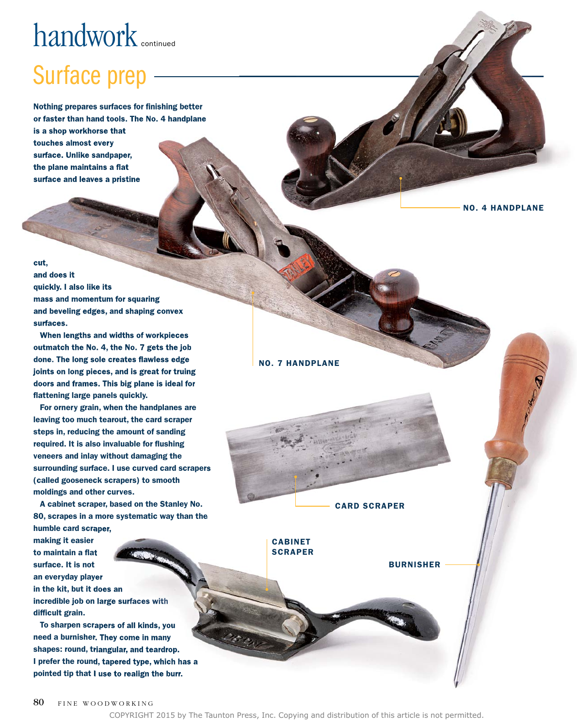# handwork continued

## Surface prep

Nothing prepares surfaces for finishing better or faster than hand tools. The No. 4 handplane is a shop workhorse that touches almost every surface. Unlike sandpaper, the plane maintains a flat surface and leaves a pristine cut, and does it quickly. I also like its mass and momentum for squaring and beveling edges, and shaping convex surfaces.

When lengths and widths of workpieces outmatch the No. 4, the No. 7 gets the job done. The long sole creates flawless edge joints on long pieces, and is great for truing doors and frames. This big plane is ideal for flattening large panels quickly.

For ornery grain, when the handplanes are leaving too much tearout, the card scraper steps in, reducing the amount of sanding required. It is also invaluable for flushing veneers and inlay without damaging the surrounding surface. I use curved card scrapers (called gooseneck scrapers) to smooth moldings and other curves.

A cabinet scraper, based on the Stanley No. 80, scrapes in a more systematic way than the humble card scraper, making it easier to maintain a flat surface. It is not an everyday player in the kit, but it does an incredible job on large surfaces with difficult grain.

To sharpen scrapers of all kinds, you need a burnisher. They come in many shapes: round, triangular, and teardrop. I prefer the round, tapered type, which has a pointed tip that I use to realign the burr.

NO. 4 HANDPLANE

NO. 7 HANDPLANE

CARD SCRAPER

CABINET SCRAPER

BURNISHER

COPYRIGHT 2015 by The Taunton Press, Inc. Copying and distribution of this article is not permitted.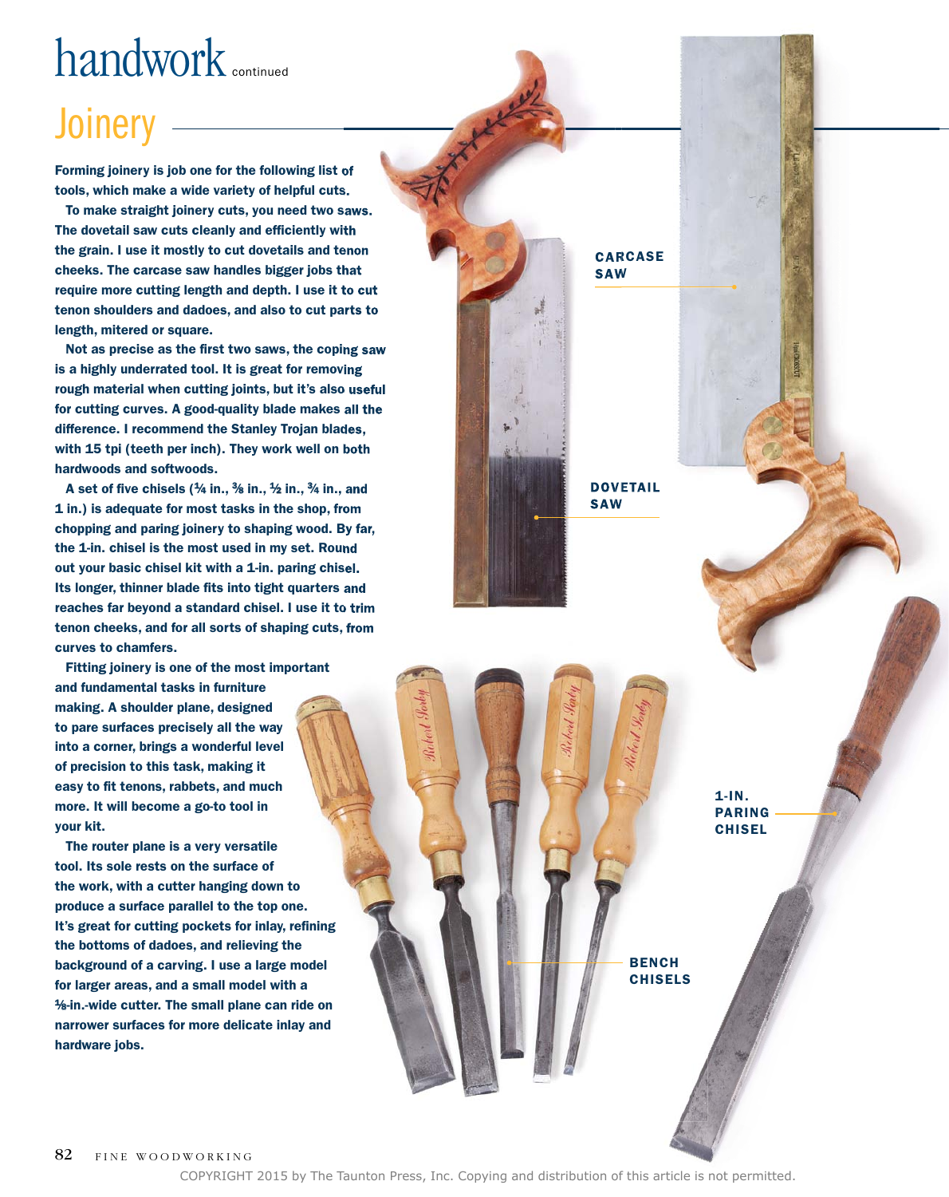# Joinery

Forming joinery is job one for the following list of tools, which make a wide variety of helpful cuts.

To make straight joinery cuts, you need two saws. The dovetail saw cuts cleanly and efficiently with the grain. I use it mostly to cut dovetails and tenon cheeks. The carcase saw handles bigger jobs that require more cutting length and depth. I use it to cut tenon shoulders and dadoes, and also to cut parts to length, mitered or square.

Not as precise as the first two saws, the coping saw is a highly underrated tool. It is great for removing rough material when cutting joints, but it's also useful for cutting curves. A good-quality blade makes all the difference. I recommend the Stanley Trojan blades, with 15 tpi (teeth per inch). They work well on both hardwoods and softwoods.

A set of five chisels (¼ in., ⅜ in., ½ in., ¾ in., and 1 in.) is adequate for most tasks in the shop, from chopping and paring joinery to shaping wood. By far, the 1-in. chisel is the most used in my set. Round out your basic chisel kit with a 1-in. paring chisel. Its longer, thinner blade fits into tight quarters and reaches far beyond a standard chisel. I use it to trim tenon cheeks, and for all sorts of shaping cuts, from curves to chamfers.

Fitting joinery is one of the most important and fundamental tasks in furniture making. A shoulder plane, designed to pare surfaces precisely all the way into a corner, brings a wonderful level of precision to this task, making it easy to fit tenons, rabbets, and much more. It will become a go-to tool in your kit.

The router plane is a very versatile tool. Its sole rests on the surface of the work, with a cutter hanging down to produce a surface parallel to the top one. It's great for cutting pockets for inlay, refining the bottoms of dadoes, and relieving the background of a carving. I use a large model for larger areas, and a small model with a ⅛-in.-wide cutter. The small plane can ride on narrower surfaces for more delicate inlay and hardware jobs.

CARCASE SAW

DOVETAIL SAW

1-IN. PARING CHISEL

BENCH CHISELS

COPYRIGHT 2015 by The Taunton Press, Inc. Copying and distribution of this article is not permitted.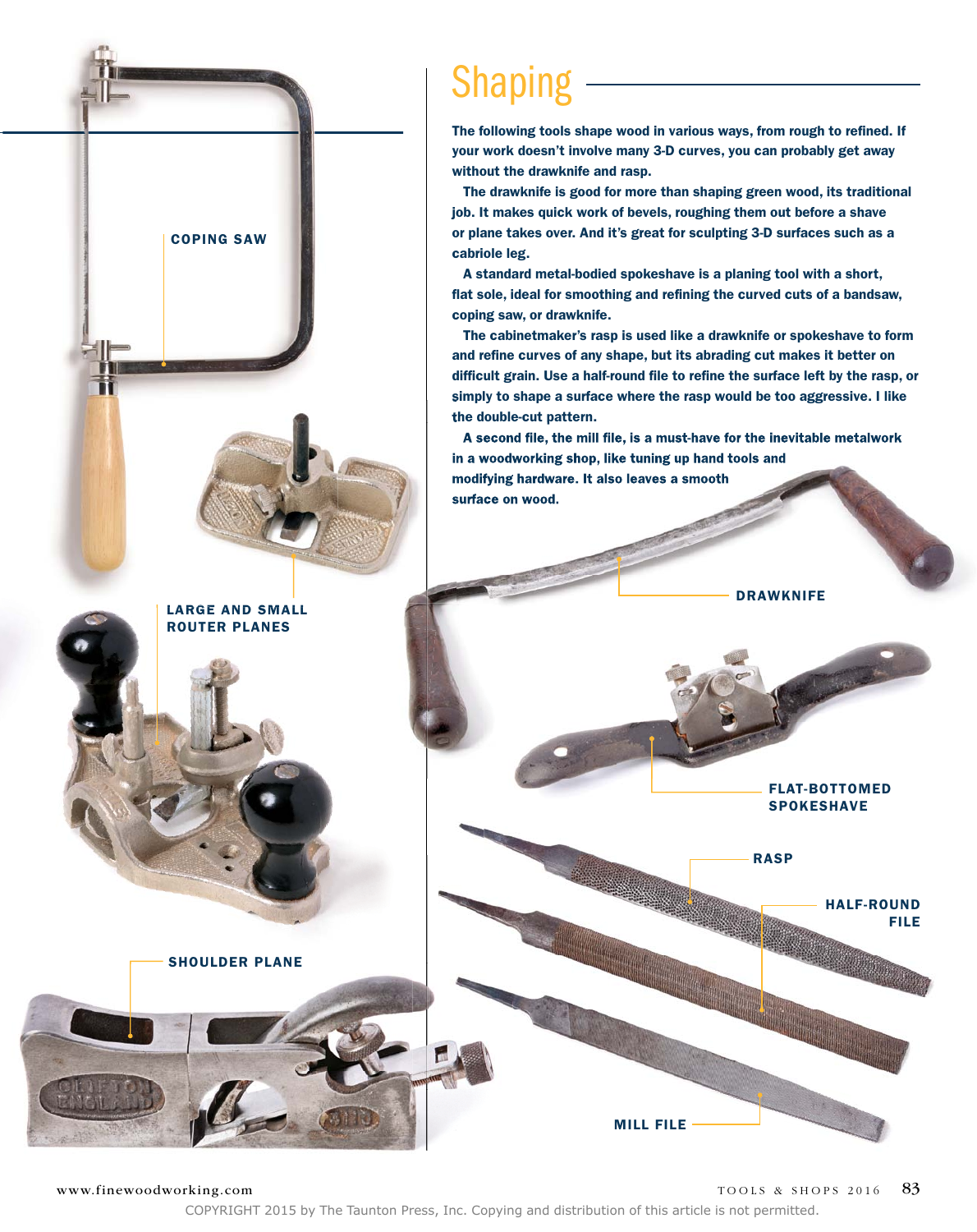# Shaping

**The following tools shape wood in various ways, from rough to refined. If your work doesn't involve many 3-D curves, you can probably get away without the drawknife and rasp.**

**The drawknife is good for more than shaping green wood, its traditional job. It makes quick work of bevels, roughing them out before a shave or plane takes over. And it's great for sculpting 3-D surfaces such as a cabriole leg.**

**A standard metal-bodied spokeshave is a planing tool with a short, flat sole, ideal for smoothing and refining the curved cuts of a bandsaw, coping saw, or drawknife.**

**The cabinetmaker's rasp is used like a drawknife or spokeshave to form and refine curves of any shape, but its abrading cut makes it better on difficult grain. Use a half-round file to refine the surface left by the rasp, or simply to shape a surface where the rasp would be too aggressive. I like the double-cut pattern.**

**A second file, the mill file, is a must-have for the inevitable metalwork in a woodworking shop, like tuning up hand tools and modifying hardware. It also leaves a smooth surface on wood.**

COPING SAW

LARGE AND SMALL ROUTER PLANES

SHOULDER PLANE

DRAWKNIFE

FLAT-BOTTOMED SPOKESHAVE

RASP

HALF-ROUND FILE

MILL FILE

COPYRIGHT 2015 by The Taunton Press, Inc. Copying and distribution of this article is not permitted.